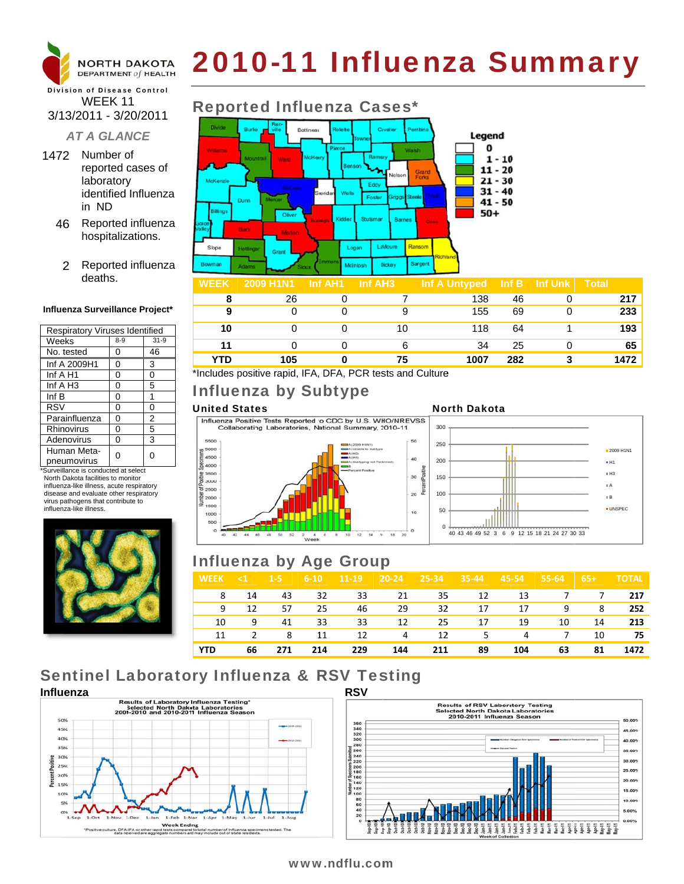NORTH DAKOTA DEPARTMENT of HEALTH

Division of Disease Control

# 2010-11 Influenza Summary

WEEK 11
3/13/2011 - 3/20/2011

*AT A GLANCE*

1472 Number of reported cases of laboratory identified Influenza in ND

46 Reported influenza hospitalizations.

2 Reported influenza deaths.

## Reported Influenza Cases*

Legend: 0; 1 - 10; 11 - 20; 21 - 30; 31 - 40; 41 - 50; 50+

| WEEK | 2009 H1N1 | Inf AH1 | Inf AH3 | Inf A Untyped | Inf B | Inf Unk | Total |
|---|---|---|---|---|---|---|---|
| 8 | 26 | 0 | 7 | 138 | 46 | 0 | 217 |
| 9 | 0 | 0 | 9 | 155 | 69 | 0 | 233 |
| 10 | 0 | 0 | 10 | 118 | 64 | 1 | 193 |
| 11 | 0 | 0 | 6 | 34 | 25 | 0 | 65 |
| YTD | 105 | 0 | 75 | 1007 | 282 | 3 | 1472 |

*Includes positive rapid, IFA, DFA, PCR tests and Culture

**Influenza Surveillance Project***

| Respiratory Viruses Identified | | |
|---|---|---|
| Weeks | 8-9 | 31-9 |
| No. tested | 0 | 46 |
| Inf A 2009H1 | 0 | 3 |
| Inf A H1 | 0 | 0 |
| Inf A H3 | 0 | 5 |
| Inf B | 0 | 1 |
| RSV | 0 | 0 |
| Parainfluenza | 0 | 2 |
| Rhinovirus | 0 | 5 |
| Adenovirus | 0 | 3 |
| Human Meta-pneumovirus | 0 | 0 |

*Surveillance is conducted at select North Dakota facilities to monitor influenza-like illness, acute respiratory disease and evaluate other respiratory virus pathogens that contribute to influenza-like illness.

## Influenza by Subtype

**United States**

Influenza Positive Tests Reported to CDC by U.S. WHO/NREVSS Collaborating Laboratories, National Summary, 2010-11

**North Dakota**

## Influenza by Age Group

| WEEK | <1 | 1-5 | 6-10 | 11-19 | 20-24 | 25-34 | 35-44 | 45-54 | 55-64 | 65+ | TOTAL |
|---|---|---|---|---|---|---|---|---|---|---|---|
| 8 | 14 | 43 | 32 | 33 | 21 | 35 | 12 | 13 | 7 | 7 | 217 |
| 9 | 12 | 57 | 25 | 46 | 29 | 32 | 17 | 17 | 9 | 8 | 252 |
| 10 | 9 | 41 | 33 | 33 | 12 | 25 | 17 | 19 | 10 | 14 | 213 |
| 11 | 2 | 8 | 11 | 12 | 4 | 12 | 5 | 4 | 7 | 10 | 75 |
| YTD | 66 | 271 | 214 | 229 | 144 | 211 | 89 | 104 | 63 | 81 | 1472 |

## Sentinel Laboratory Influenza & RSV Testing

**Influenza**

Results of Laboratory Influenza Testing* Selected North Dakota Laboratories 2009-2010 and 2010-2011 Influenza Season

*Positive culture, DFA,IFA or other rapid tests compared to total number of Influenza specimens tested. The data received are aggregate numbers and may include out of state residents.

**RSV**

Results of RSV Laboratory Testing Selected North Dakota Laboratories 2010-2011 Influenza Season

www.ndflu.com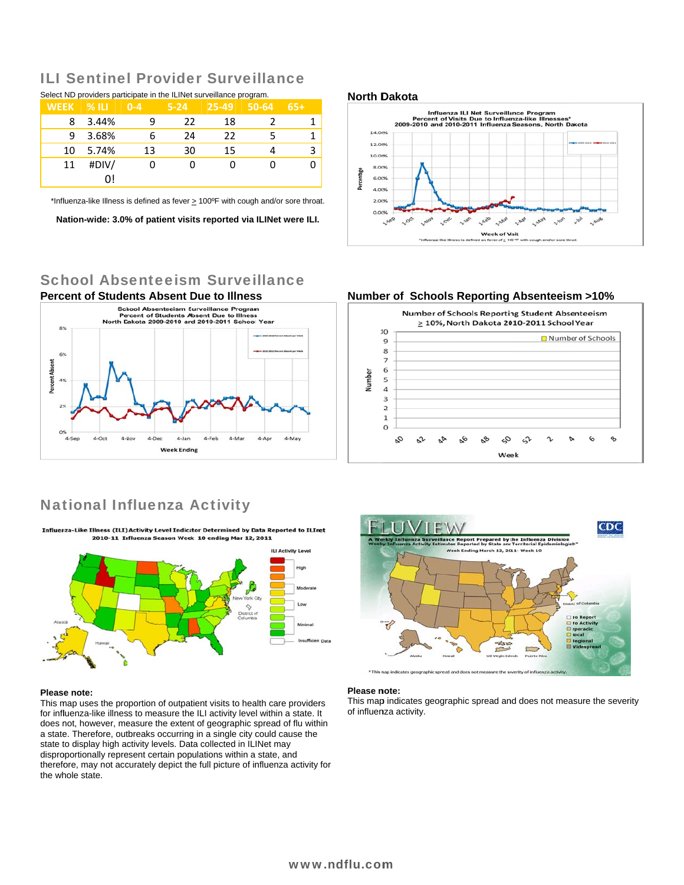## ILI Sentinel Provider Surveillance

Select ND providers participate in the ILINet surveillance program.

| WEEK | % ILI | 0-4 | 5-24 | 25-49 | 50-64 | 65+ |
|---|---|---|---|---|---|---|
| 8 | 3.44% | 9 | 22 | 18 | 2 | 1 |
| 9 | 3.68% | 6 | 24 | 22 | 5 | 1 |
| 10 | 5.74% | 13 | 30 | 15 | 4 | 3 |
| 11 | #DIV/0! | 0 | 0 | 0 | 0 | 0 |

*Influenza-like Illness is defined as fever ≥ 100ºF with cough and/or sore throat.

**Nation-wide: 3.0% of patient visits reported via ILINet were ILI.**

### North Dakota

Influenza ILI Net Surveillance Program
Percent of Visits Due to Influenza-like Illnesses*
2009-2010 and 2010-2011 Influenza Seasons, North Dakota

2009-2010
2010-2011

Percentage

14.00%
12.00%
10.00%
8.00%
6.00%
4.00%
2.00%
0.00%

1-Sep 1-Oct 1-Nov 1-Dec 1-Jan 1-Feb 1-Mar 1-Apr 1-May 1-Jun 1-Jul 1-Aug

Week of Visit

*Influenza-like Illness is defined as fever of ≥ 100 ºF with cough and/or sore throat

## School Absenteeism Surveillance

### Percent of Students Absent Due to Illness

School Absenteeism Surveillance Program
Percent of Students Absent Due to Illness
North Dakota 2009-2010 and 2010-2011 School Year

2009-2010 Percent Absent per Week
2010-2011 Percent Absent per Week

Percent Absent

8%
6%
4%
2%
0%

4-Sep 4-Oct 4-Nov 4-Dec 4-Jan 4-Feb 4-Mar 4-Apr 4-May

Week Ending

### Number of Schools Reporting Absenteeism >10%

Number of Schools Reporting Student Absenteeism
≥ 10%, North Dakota 2010-2011 School Year

Number of Schools

Number

10
9
8
7
6
5
4
3
2
1
0

40 42 44 46 48 50 52 2 4 6 8

Week

## National Influenza Activity

Influenza-Like Illness (ILI) Activity Level Indicator Determined by Data Reported to ILINet
2010-11 Influenza Season Week 10 ending Mar 12, 2011

ILI Activity Level
High
Moderate
Low
Minimal
Insufficient Data

New York City
District of Columbia
Alaska
Hawaii

**Please note:**
This map uses the proportion of outpatient visits to health care providers for influenza-like illness to measure the ILI activity level within a state. It does not, however, measure the extent of geographic spread of flu within a state. Therefore, outbreaks occurring in a single city could cause the state to display high activity levels. Data collected in ILINet may disproportionally represent certain populations within a state, and therefore, may not accurately depict the full picture of influenza activity for the whole state.

FLUVIEW
CDC
A Weekly Influenza Surveillance Report Prepared by the Influenza Division
Weekly Influenza Activity Estimates Reported by State and Territorial Epidemiologists*
Week Ending March 12, 2011- Week 10

District of Columbia
No Report
No Activity
Sporadic
Local
Regional
Widespread

Guam
Alaska
Hawaii
US Virgin Islands
Puerto Rico

*This map indicates geographic spread and does not measure the severity of influenza activity.

**Please note:**
This map indicates geographic spread and does not measure the severity of influenza activity.

www.ndflu.com